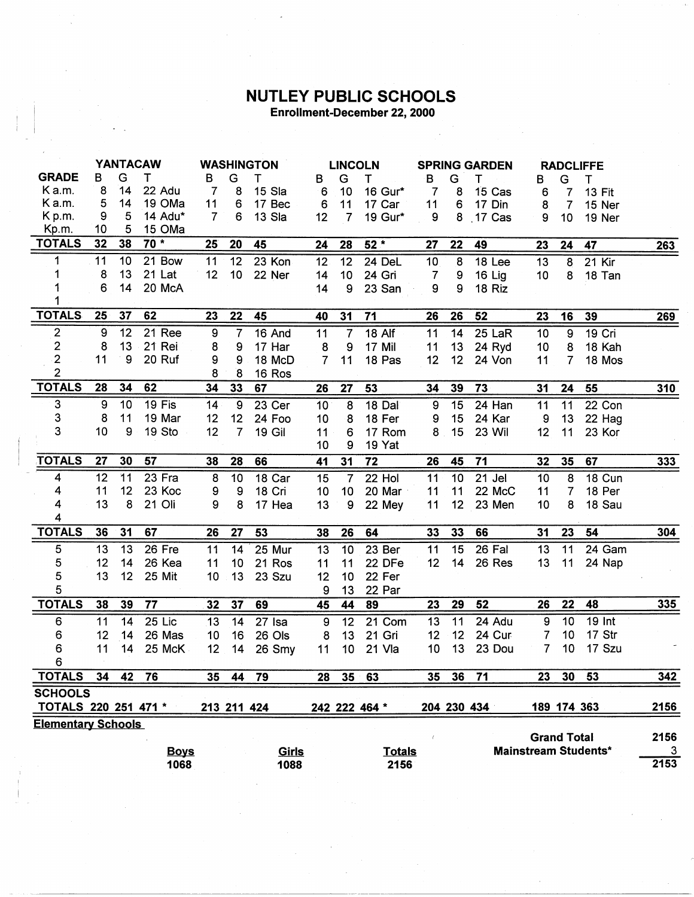# NUTLEY PUBLIC SCHOOLS

## Enrollment-December 22, 2000

| GRADE | YANTACAW B | G | T | WASHINGTON B | G | T | LINCOLN B | G | T | SPRING GARDEN B | G | T | RADCLIFFE B | G | T | |
|---|---|---|---|---|---|---|---|---|---|---|---|---|---|---|---|---|
| K a.m. | 8 | 14 | 22 Adu | 7 | 8 | 15 Sla | 6 | 10 | 16 Gur* | 7 | 8 | 15 Cas | 6 | 7 | 13 Fit | |
| K a.m. | 5 | 14 | 19 OMa | 11 | 6 | 17 Bec | 6 | 11 | 17 Car | 11 | 6 | 17 Din | 8 | 7 | 15 Ner | |
| K p.m. | 9 | 5 | 14 Adu* | 7 | 6 | 13 Sla | 12 | 7 | 19 Gur* | 9 | 8 | 17 Cas | 9 | 10 | 19 Ner | |
| Kp.m. | 10 | 5 | 15 OMa | | | | | | | | | | | | | |
| **TOTALS** | **32** | **38** | **70 *** | **25** | **20** | **45** | **24** | **28** | **52 *** | **27** | **22** | **49** | **23** | **24** | **47** | **263** |
| 1 | 11 | 10 | 21 Bow | 11 | 12 | 23 Kon | 12 | 12 | 24 DeL | 10 | 8 | 18 Lee | 13 | 8 | 21 Kir | |
| 1 | 8 | 13 | 21 Lat | 12 | 10 | 22 Ner | 14 | 10 | 24 Gri | 7 | 9 | 16 Lig | 10 | 8 | 18 Tan | |
| 1 | 6 | 14 | 20 McA | | | | 14 | 9 | 23 San | 9 | 9 | 18 Riz | | | | |
| 1 | | | | | | | | | | | | | | | | |
| **TOTALS** | **25** | **37** | **62** | **23** | **22** | **45** | **40** | **31** | **71** | **26** | **26** | **52** | **23** | **16** | **39** | **269** |
| 2 | 9 | 12 | 21 Ree | 9 | 7 | 16 And | 11 | 7 | 18 Alf | 11 | 14 | 25 LaR | 10 | 9 | 19 Cri | |
| 2 | 8 | 13 | 21 Rei | 8 | 9 | 17 Har | 8 | 9 | 17 Mil | 11 | 13 | 24 Ryd | 10 | 8 | 18 Kah | |
| 2 | 11 | 9 | 20 Ruf | 9 | 9 | 18 McD | 7 | 11 | 18 Pas | 12 | 12 | 24 Von | 11 | 7 | 18 Mos | |
| 2 | | | | 8 | 8 | 16 Ros | | | | | | | | | | |
| **TOTALS** | **28** | **34** | **62** | **34** | **33** | **67** | **26** | **27** | **53** | **34** | **39** | **73** | **31** | **24** | **55** | **310** |
| 3 | 9 | 10 | 19 Fis | 14 | 9 | 23 Cer | 10 | 8 | 18 Dal | 9 | 15 | 24 Han | 11 | 11 | 22 Con | |
| 3 | 8 | 11 | 19 Mar | 12 | 12 | 24 Foo | 10 | 8 | 18 Fer | 9 | 15 | 24 Kar | 9 | 13 | 22 Hag | |
| 3 | 10 | 9 | 19 Sto | 12 | 7 | 19 Gil | 11 | 6 | 17 Rom | 8 | 15 | 23 Wil | 12 | 11 | 23 Kor | |
| | | | | | | | 10 | 9 | 19 Yat | | | | | | | |
| **TOTALS** | **27** | **30** | **57** | **38** | **28** | **66** | **41** | **31** | **72** | **26** | **45** | **71** | **32** | **35** | **67** | **333** |
| 4 | 12 | 11 | 23 Fra | 8 | 10 | 18 Car | 15 | 7 | 22 Hol | 11 | 10 | 21 Jel | 10 | 8 | 18 Cun | |
| 4 | 11 | 12 | 23 Koc | 9 | 9 | 18 Cri | 10 | 10 | 20 Mar | 11 | 11 | 22 McC | 11 | 7 | 18 Per | |
| 4 | 13 | 8 | 21 Oli | 9 | 8 | 17 Hea | 13 | 9 | 22 Mey | 11 | 12 | 23 Men | 10 | 8 | 18 Sau | |
| 4 | | | | | | | | | | | | | | | | |
| **TOTALS** | **36** | **31** | **67** | **26** | **27** | **53** | **38** | **26** | **64** | **33** | **33** | **66** | **31** | **23** | **54** | **304** |
| 5 | 13 | 13 | 26 Fre | 11 | 14 | 25 Mur | 13 | 10 | 23 Ber | 11 | 15 | 26 Fal | 13 | 11 | 24 Gam | |
| 5 | 12 | 14 | 26 Kea | 11 | 10 | 21 Ros | 11 | 11 | 22 DFe | 12 | 14 | 26 Res | 13 | 11 | 24 Nap | |
| 5 | 13 | 12 | 25 Mit | 10 | 13 | 23 Szu | 12 | 10 | 22 Fer | | | | | | | |
| 5 | | | | | | | 9 | 13 | 22 Par | | | | | | | |
| **TOTALS** | **38** | **39** | **77** | **32** | **37** | **69** | **45** | **44** | **89** | **23** | **29** | **52** | **26** | **22** | **48** | **335** |
| 6 | 11 | 14 | 25 Lic | 13 | 14 | 27 Isa | 9 | 12 | 21 Com | 13 | 11 | 24 Adu | 9 | 10 | 19 Int | |
| 6 | 12 | 14 | 26 Mas | 10 | 16 | 26 Ols | 8 | 13 | 21 Gri | 12 | 12 | 24 Cur | 7 | 10 | 17 Str | |
| 6 | 11 | 14 | 25 McK | 12 | 14 | 26 Smy | 11 | 10 | 21 Vla | 10 | 13 | 23 Dou | 7 | 10 | 17 Szu | |
| 6 | | | | | | | | | | | | | | | | |
| **TOTALS** | **34** | **42** | **76** | **35** | **44** | **79** | **28** | **35** | **63** | **35** | **36** | **71** | **23** | **30** | **53** | **342** |
| **SCHOOLS TOTALS** | **220** | **251** | **471 *** | **213** | **211** | **424** | **242** | **222** | **464 *** | **204** | **230** | **434** | **189** | **174** | **363** | **2156** |

**Elementary Schools**

| **Boys** | **Girls** | **Totals** |
|---|---|---|
| **1068** | **1088** | **2156** |

| | |
|---|---|
| **Grand Total** | **2156** |
| **Mainstream Students*** | **3** |
| | **2153** |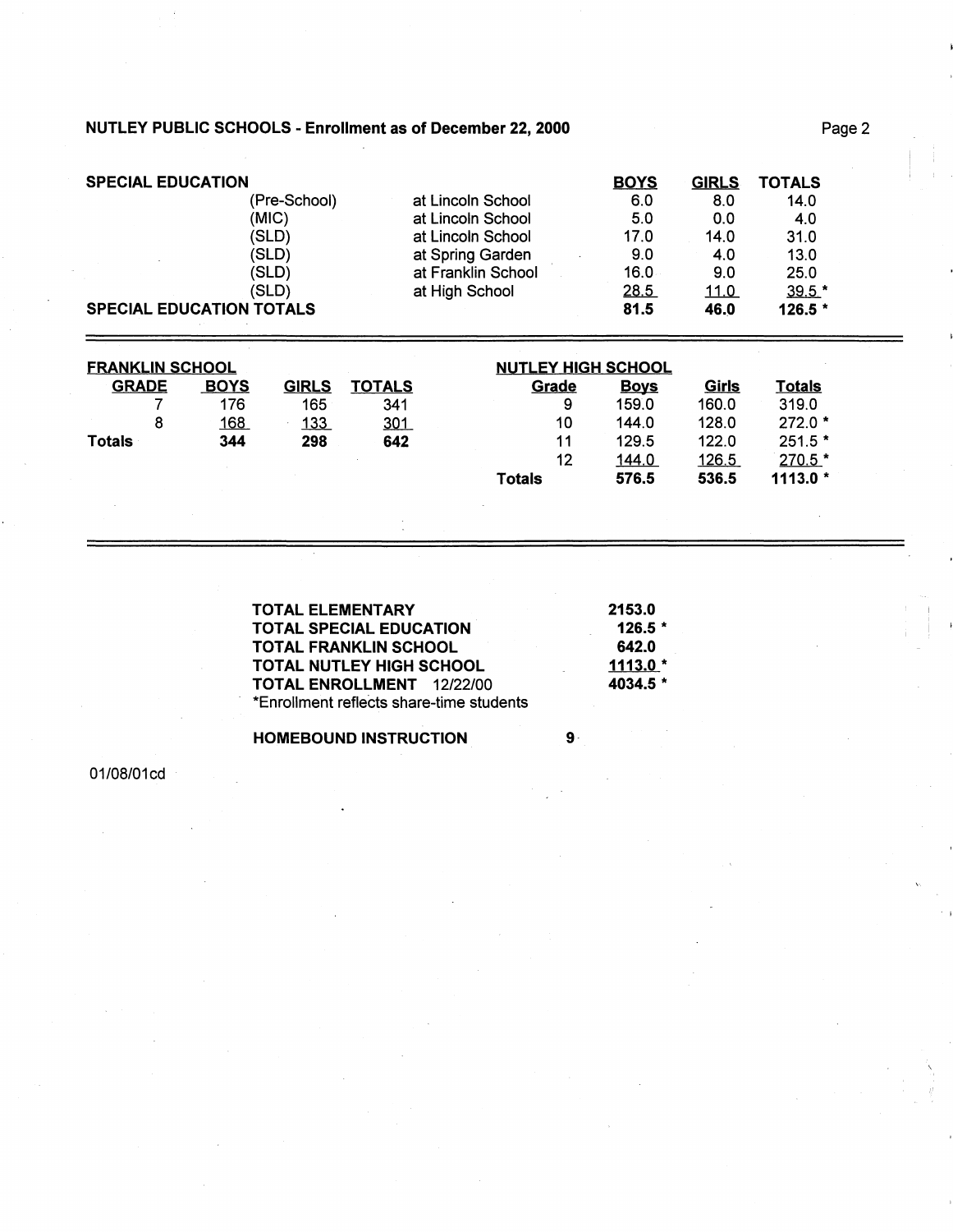## NUTLEY PUBLIC SCHOOLS - Enrollment as of December 22, 2000

| SPECIAL EDUCATION | | | BOYS | GIRLS | TOTALS |
|---|---|---|---|---|---|
| | (Pre-School) | at Lincoln School | 6.0 | 8.0 | 14.0 |
| | (MIC) | at Lincoln School | 5.0 | 0.0 | 4.0 |
| | (SLD) | at Lincoln School | 17.0 | 14.0 | 31.0 |
| | (SLD) | at Spring Garden | 9.0 | 4.0 | 13.0 |
| | (SLD) | at Franklin School | 16.0 | 9.0 | 25.0 |
| | (SLD) | at High School | 28.5 | 11.0 | 39.5 * |
| **SPECIAL EDUCATION TOTALS** | | | **81.5** | **46.0** | **126.5 *** |

**FRANKLIN SCHOOL**

| GRADE | BOYS | GIRLS | TOTALS |
|---|---|---|---|
| 7 | 176 | 165 | 341 |
| 8 | 168 | 133 | 301 |
| **Totals** | **344** | **298** | **642** |

**NUTLEY HIGH SCHOOL**

| Grade | Boys | Girls | Totals |
|---|---|---|---|
| 9 | 159.0 | 160.0 | 319.0 |
| 10 | 144.0 | 128.0 | 272.0 * |
| 11 | 129.5 | 122.0 | 251.5 * |
| 12 | 144.0 | 126.5 | 270.5 * |
| **Totals** | **576.5** | **536.5** | **1113.0 *** |

| | |
|---|---|
| **TOTAL ELEMENTARY** | **2153.0** |
| **TOTAL SPECIAL EDUCATION** | **126.5 *** |
| **TOTAL FRANKLIN SCHOOL** | **642.0** |
| **TOTAL NUTLEY HIGH SCHOOL** | **1113.0 *** |
| **TOTAL ENROLLMENT** 12/22/00 | **4034.5 *** |

*Enrollment reflects share-time students

**HOMEBOUND INSTRUCTION** 9

01/08/01cd